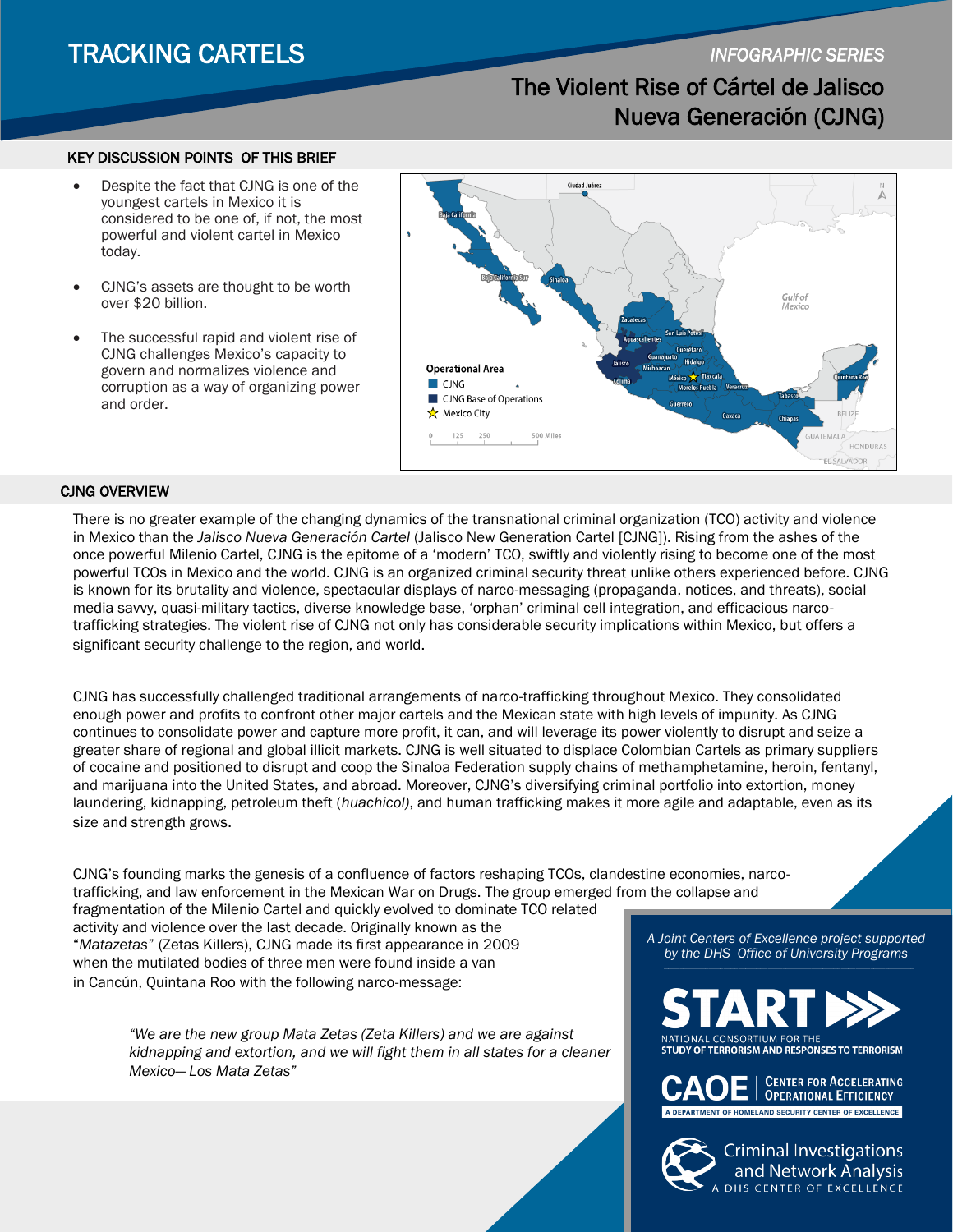# TRACKING CARTELS

*INFOGRAPHIC SERIES*

## The Violent Rise of Cártel de Jalisco Nueva Generación (CJNG)

### KEY DISCUSSION POINTS OF THIS BRIEF

- Despite the fact that CJNG is one of the youngest cartels in Mexico it is considered to be one of, if not, the most powerful and violent cartel in Mexico today.
- CJNG's assets are thought to be worth over $20 billion.
- The successful rapid and violent rise of CJNG challenges Mexico's capacity to govern and normalizes violence and corruption as a way of organizing power and order.

### CJNG OVERVIEW

There is no greater example of the changing dynamics of the transnational criminal organization (TCO) activity and violence in Mexico than the *Jalisco Nueva Generación Cartel* (Jalisco New Generation Cartel [CJNG]). Rising from the ashes of the once powerful Milenio Cartel, CJNG is the epitome of a 'modern' TCO, swiftly and violently rising to become one of the most powerful TCOs in Mexico and the world. CJNG is an organized criminal security threat unlike others experienced before. CJNG is known for its brutality and violence, spectacular displays of narco-messaging (propaganda, notices, and threats), social media savvy, quasi-military tactics, diverse knowledge base, 'orphan' criminal cell integration, and efficacious narco-trafficking strategies. The violent rise of CJNG not only has considerable security implications within Mexico, but offers a significant security challenge to the region, and world.

CJNG has successfully challenged traditional arrangements of narco-trafficking throughout Mexico. They consolidated enough power and profits to confront other major cartels and the Mexican state with high levels of impunity. As CJNG continues to consolidate power and capture more profit, it can, and will leverage its power violently to disrupt and seize a greater share of regional and global illicit markets. CJNG is well situated to displace Colombian Cartels as primary suppliers of cocaine and positioned to disrupt and coop the Sinaloa Federation supply chains of methamphetamine, heroin, fentanyl, and marijuana into the United States, and abroad. Moreover, CJNG's diversifying criminal portfolio into extortion, money laundering, kidnapping, petroleum theft (*huachicol)*, and human trafficking makes it more agile and adaptable, even as its size and strength grows.

CJNG's founding marks the genesis of a confluence of factors reshaping TCOs, clandestine economies, narco-trafficking, and law enforcement in the Mexican War on Drugs. The group emerged from the collapse and fragmentation of the Milenio Cartel and quickly evolved to dominate TCO related activity and violence over the last decade. Originally known as the "*Matazetas*" (Zetas Killers), CJNG made its first appearance in 2009 when the mutilated bodies of three men were found inside a van in Cancún, Quintana Roo with the following narco-message:

> *"We are the new group Mata Zetas (Zeta Killers) and we are against kidnapping and extortion, and we will fight them in all states for a cleaner Mexico— Los Mata Zetas"*

*A Joint Centers of Excellence project supported by the DHS Office of University Programs*

START — National Consortium for the Study of Terrorism and Responses to Terrorism

CAOE — Center for Accelerating Operational Efficiency — A Department of Homeland Security Center of Excellence

Criminal Investigations and Network Analysis — A DHS Center of Excellence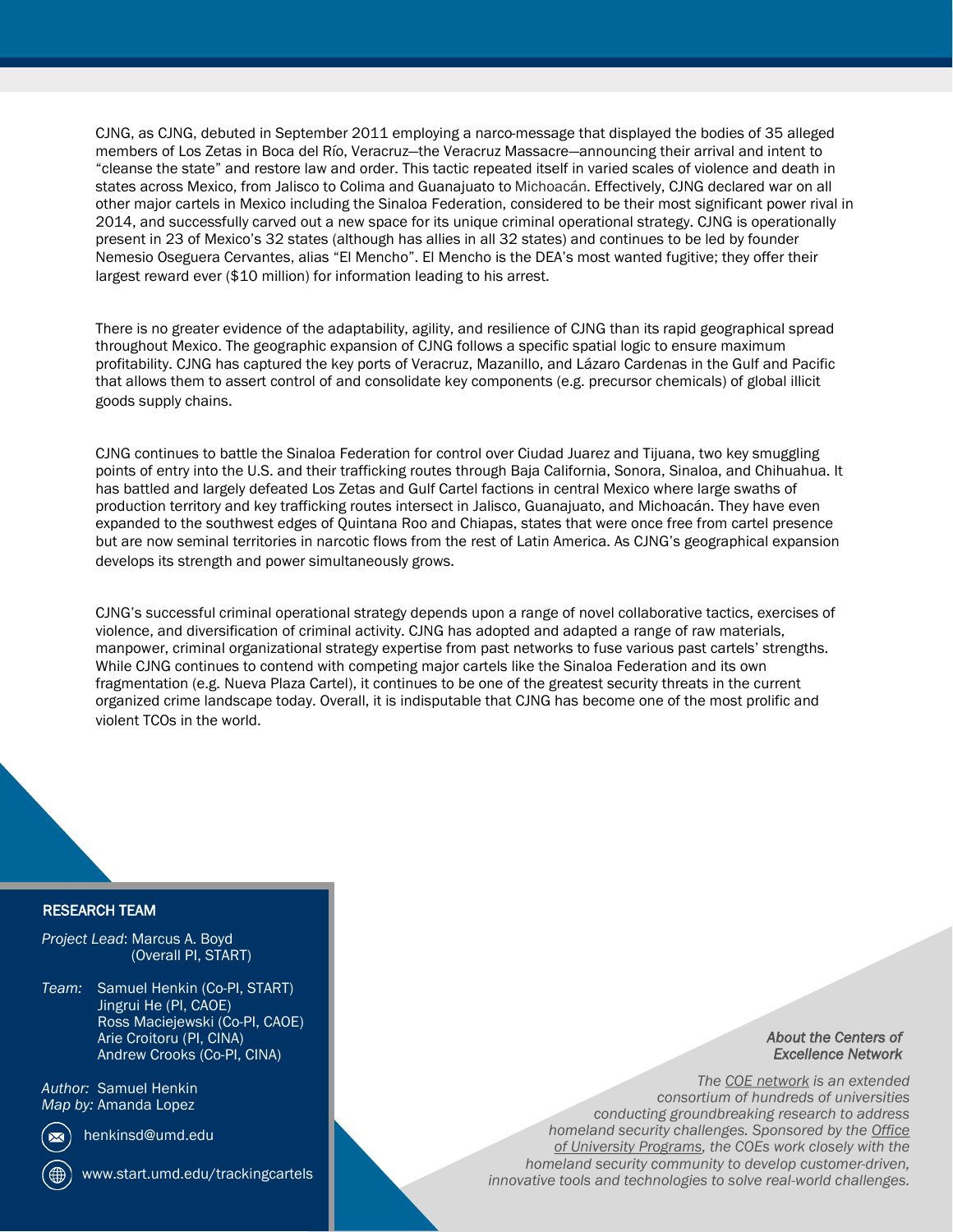CJNG, as CJNG, debuted in September 2011 employing a narco-message that displayed the bodies of 35 alleged members of Los Zetas in Boca del Río, Veracruz—the Veracruz Massacre—announcing their arrival and intent to "cleanse the state" and restore law and order. This tactic repeated itself in varied scales of violence and death in states across Mexico, from Jalisco to Colima and Guanajuato to Michoacán. Effectively, CJNG declared war on all other major cartels in Mexico including the Sinaloa Federation, considered to be their most significant power rival in 2014, and successfully carved out a new space for its unique criminal operational strategy. CJNG is operationally present in 23 of Mexico's 32 states (although has allies in all 32 states) and continues to be led by founder Nemesio Oseguera Cervantes, alias "El Mencho". El Mencho is the DEA's most wanted fugitive; they offer their largest reward ever ($10 million) for information leading to his arrest.

There is no greater evidence of the adaptability, agility, and resilience of CJNG than its rapid geographical spread throughout Mexico. The geographic expansion of CJNG follows a specific spatial logic to ensure maximum profitability. CJNG has captured the key ports of Veracruz, Mazanillo, and Lázaro Cardenas in the Gulf and Pacific that allows them to assert control of and consolidate key components (e.g. precursor chemicals) of global illicit goods supply chains.

CJNG continues to battle the Sinaloa Federation for control over Ciudad Juarez and Tijuana, two key smuggling points of entry into the U.S. and their trafficking routes through Baja California, Sonora, Sinaloa, and Chihuahua. It has battled and largely defeated Los Zetas and Gulf Cartel factions in central Mexico where large swaths of production territory and key trafficking routes intersect in Jalisco, Guanajuato, and Michoacán. They have even expanded to the southwest edges of Quintana Roo and Chiapas, states that were once free from cartel presence but are now seminal territories in narcotic flows from the rest of Latin America. As CJNG's geographical expansion develops its strength and power simultaneously grows.

CJNG's successful criminal operational strategy depends upon a range of novel collaborative tactics, exercises of violence, and diversification of criminal activity. CJNG has adopted and adapted a range of raw materials, manpower, criminal organizational strategy expertise from past networks to fuse various past cartels' strengths. While CJNG continues to contend with competing major cartels like the Sinaloa Federation and its own fragmentation (e.g. Nueva Plaza Cartel), it continues to be one of the greatest security threats in the current organized crime landscape today. Overall, it is indisputable that CJNG has become one of the most prolific and violent TCOs in the world.

## RESEARCH TEAM

*Project Lead*: Marcus A. Boyd (Overall PI, START)

*Team:* Samuel Henkin (Co-PI, START)
Jingrui He (PI, CAOE)
Ross Maciejewski (Co-PI, CAOE)
Arie Croitoru (PI, CINA)
Andrew Crooks (Co-PI, CINA)

*Author:* Samuel Henkin
*Map by:* Amanda Lopez

henkinsd@umd.edu

www.start.umd.edu/trackingcartels

*About the Centers of Excellence Network*

*The COE network is an extended consortium of hundreds of universities conducting groundbreaking research to address homeland security challenges. Sponsored by the Office of University Programs, the COEs work closely with the homeland security community to develop customer-driven, innovative tools and technologies to solve real-world challenges.*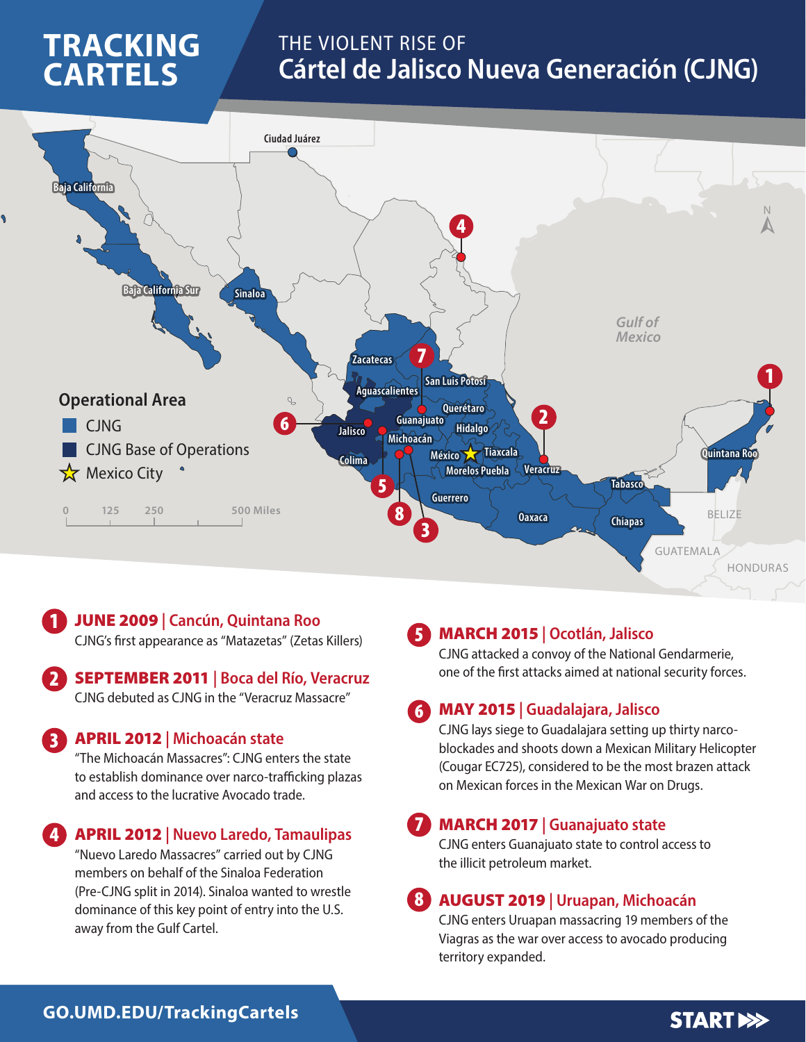# TRACKING CARTELS

## THE VIOLENT RISE OF Cártel de Jalisco Nueva Generación (CJNG)

Ciudad Juárez
Baja California
Baja California Sur
Sinaloa
Zacatecas
Aguascalientes
San Luis Potosí
Querétaro
Guanajuato
Hidalgo
Jalisco
Michoacán
Colima
México
Tlaxcala
Morelos Puebla
Veracruz
Guerrero
Oaxaca
Tabasco
Chiapas
Quintana Roo
Gulf of Mexico
BELIZE
GUATEMALA
HONDURAS
N

**Operational Area**
- CJNG
- CJNG Base of Operations
- Mexico City

0 125 250 500 Miles

**1 JUNE 2009 | Cancún, Quintana Roo**
CJNG's first appearance as "Matazetas" (Zetas Killers)

**2 SEPTEMBER 2011 | Boca del Río, Veracruz**
CJNG debuted as CJNG in the "Veracruz Massacre"

**3 APRIL 2012 | Michoacán state**
"The Michoacán Massacres": CJNG enters the state to establish dominance over narco-trafficking plazas and access to the lucrative Avocado trade.

**4 APRIL 2012 | Nuevo Laredo, Tamaulipas**
"Nuevo Laredo Massacres" carried out by CJNG members on behalf of the Sinaloa Federation (Pre-CJNG split in 2014). Sinaloa wanted to wrestle dominance of this key point of entry into the U.S. away from the Gulf Cartel.

**5 MARCH 2015 | Ocotlán, Jalisco**
CJNG attacked a convoy of the National Gendarmerie, one of the first attacks aimed at national security forces.

**6 MAY 2015 | Guadalajara, Jalisco**
CJNG lays siege to Guadalajara setting up thirty narco-blockades and shoots down a Mexican Military Helicopter (Cougar EC725), considered to be the most brazen attack on Mexican forces in the Mexican War on Drugs.

**7 MARCH 2017 | Guanajuato state**
CJNG enters Guanajuato state to control access to the illicit petroleum market.

**8 AUGUST 2019 | Uruapan, Michoacán**
CJNG enters Uruapan massacring 19 members of the Viagras as the war over access to avocado producing territory expanded.

GO.UMD.EDU/TrackingCartels

START